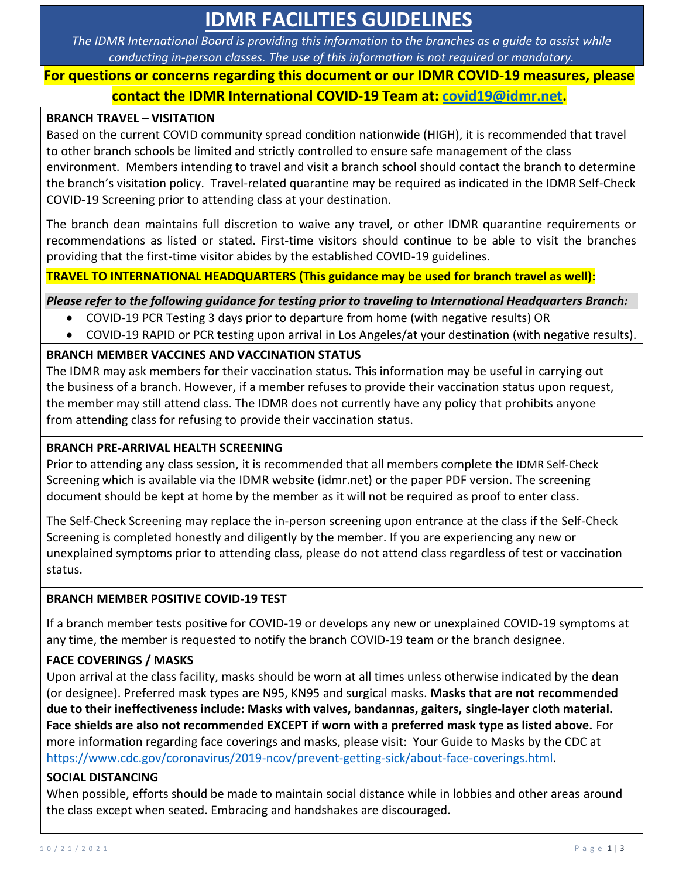# IDMR FACILITIES GUIDELINES

*The IDMR International Board is providing this information to the branches as a guide to assist while conducting in-person classes. The use of this information is not required or mandatory.*

**For questions or concerns regarding this document or our IDMR COVID-19 measures, please contact the IDMR International COVID-19 Team at: [covid19@idmr.net](mailto:covid19@idmr.net).**

### BRANCH TRAVEL – VISITATION

Based on the current COVID community spread condition nationwide (HIGH), it is recommended that travel to other branch schools be limited and strictly controlled to ensure safe management of the class environment. Members intending to travel and visit a branch school should contact the branch to determine the branch's visitation policy. Travel-related quarantine may be required as indicated in the IDMR Self-Check COVID-19 Screening prior to attending class at your destination.

The branch dean maintains full discretion to waive any travel, or other IDMR quarantine requirements or recommendations as listed or stated. First-time visitors should continue to be able to visit the branches providing that the first-time visitor abides by the established COVID-19 guidelines.

### TRAVEL TO INTERNATIONAL HEADQUARTERS (This guidance may be used for branch travel as well):

***Please refer to the following guidance for testing prior to traveling to International Headquarters Branch:***

- COVID-19 PCR Testing 3 days prior to departure from home (with negative results) OR
- COVID-19 RAPID or PCR testing upon arrival in Los Angeles/at your destination (with negative results).

### BRANCH MEMBER VACCINES AND VACCINATION STATUS

The IDMR may ask members for their vaccination status. This information may be useful in carrying out the business of a branch. However, if a member refuses to provide their vaccination status upon request, the member may still attend class. The IDMR does not currently have any policy that prohibits anyone from attending class for refusing to provide their vaccination status.

### BRANCH PRE-ARRIVAL HEALTH SCREENING

Prior to attending any class session, it is recommended that all members complete the IDMR Self-Check Screening which is available via the IDMR website (idmr.net) or the paper PDF version. The screening document should be kept at home by the member as it will not be required as proof to enter class.

The Self-Check Screening may replace the in-person screening upon entrance at the class if the Self-Check Screening is completed honestly and diligently by the member. If you are experiencing any new or unexplained symptoms prior to attending class, please do not attend class regardless of test or vaccination status.

### BRANCH MEMBER POSITIVE COVID-19 TEST

If a branch member tests positive for COVID-19 or develops any new or unexplained COVID-19 symptoms at any time, the member is requested to notify the branch COVID-19 team or the branch designee.

### FACE COVERINGS / MASKS

Upon arrival at the class facility, masks should be worn at all times unless otherwise indicated by the dean (or designee). Preferred mask types are N95, KN95 and surgical masks. **Masks that are not recommended due to their ineffectiveness include: Masks with valves, bandannas, gaiters, single-layer cloth material. Face shields are also not recommended EXCEPT if worn with a preferred mask type as listed above.** For more information regarding face coverings and masks, please visit: Your Guide to Masks by the CDC at [https://www.cdc.gov/coronavirus/2019-ncov/prevent-getting-sick/about-face-coverings.html](https://www.cdc.gov/coronavirus/2019-ncov/prevent-getting-sick/about-face-coverings.html).

### SOCIAL DISTANCING

When possible, efforts should be made to maintain social distance while in lobbies and other areas around the class except when seated. Embracing and handshakes are discouraged.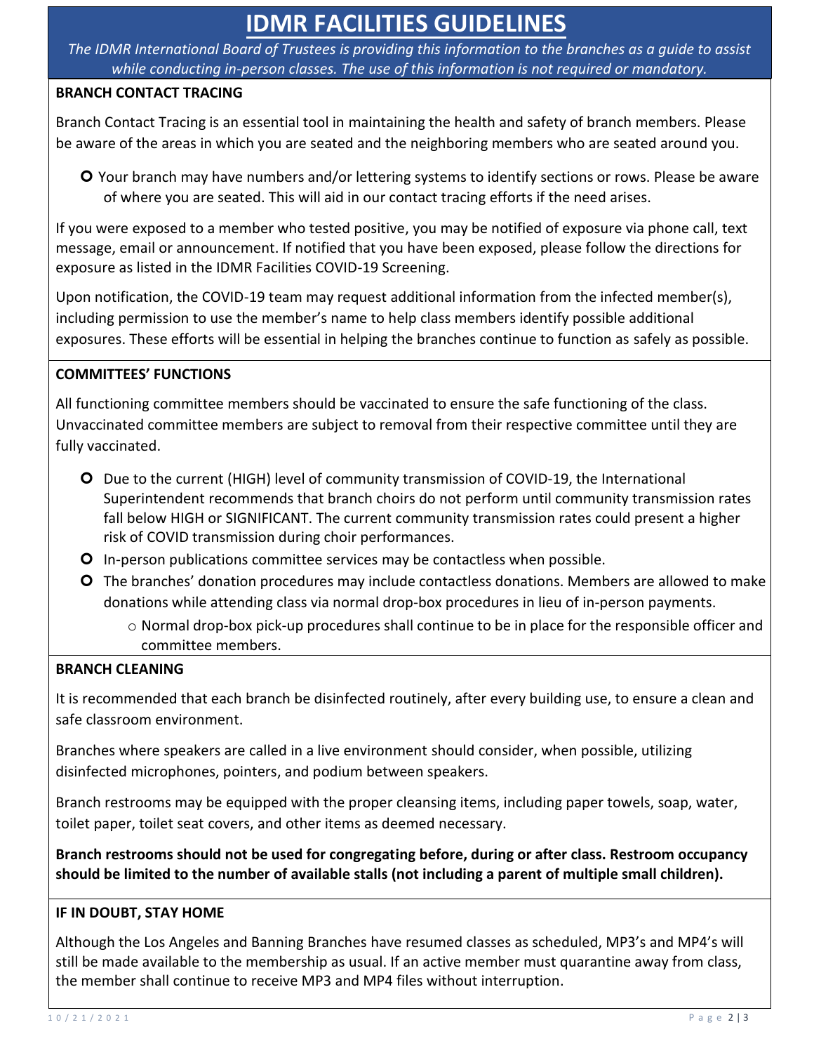# IDMR FACILITIES GUIDELINES

*The IDMR International Board of Trustees is providing this information to the branches as a guide to assist while conducting in-person classes. The use of this information is not required or mandatory.*

## BRANCH CONTACT TRACING

Branch Contact Tracing is an essential tool in maintaining the health and safety of branch members. Please be aware of the areas in which you are seated and the neighboring members who are seated around you.

- Your branch may have numbers and/or lettering systems to identify sections or rows. Please be aware of where you are seated. This will aid in our contact tracing efforts if the need arises.

If you were exposed to a member who tested positive, you may be notified of exposure via phone call, text message, email or announcement. If notified that you have been exposed, please follow the directions for exposure as listed in the IDMR Facilities COVID-19 Screening.

Upon notification, the COVID-19 team may request additional information from the infected member(s), including permission to use the member's name to help class members identify possible additional exposures. These efforts will be essential in helping the branches continue to function as safely as possible.

## COMMITTEES' FUNCTIONS

All functioning committee members should be vaccinated to ensure the safe functioning of the class. Unvaccinated committee members are subject to removal from their respective committee until they are fully vaccinated.

- Due to the current (HIGH) level of community transmission of COVID-19, the International Superintendent recommends that branch choirs do not perform until community transmission rates fall below HIGH or SIGNIFICANT. The current community transmission rates could present a higher risk of COVID transmission during choir performances.
- In-person publications committee services may be contactless when possible.
- The branches' donation procedures may include contactless donations. Members are allowed to make donations while attending class via normal drop-box procedures in lieu of in-person payments.
  - Normal drop-box pick-up procedures shall continue to be in place for the responsible officer and committee members.

## BRANCH CLEANING

It is recommended that each branch be disinfected routinely, after every building use, to ensure a clean and safe classroom environment.

Branches where speakers are called in a live environment should consider, when possible, utilizing disinfected microphones, pointers, and podium between speakers.

Branch restrooms may be equipped with the proper cleansing items, including paper towels, soap, water, toilet paper, toilet seat covers, and other items as deemed necessary.

**Branch restrooms should not be used for congregating before, during or after class. Restroom occupancy should be limited to the number of available stalls (not including a parent of multiple small children).**

## IF IN DOUBT, STAY HOME

Although the Los Angeles and Banning Branches have resumed classes as scheduled, MP3's and MP4's will still be made available to the membership as usual. If an active member must quarantine away from class, the member shall continue to receive MP3 and MP4 files without interruption.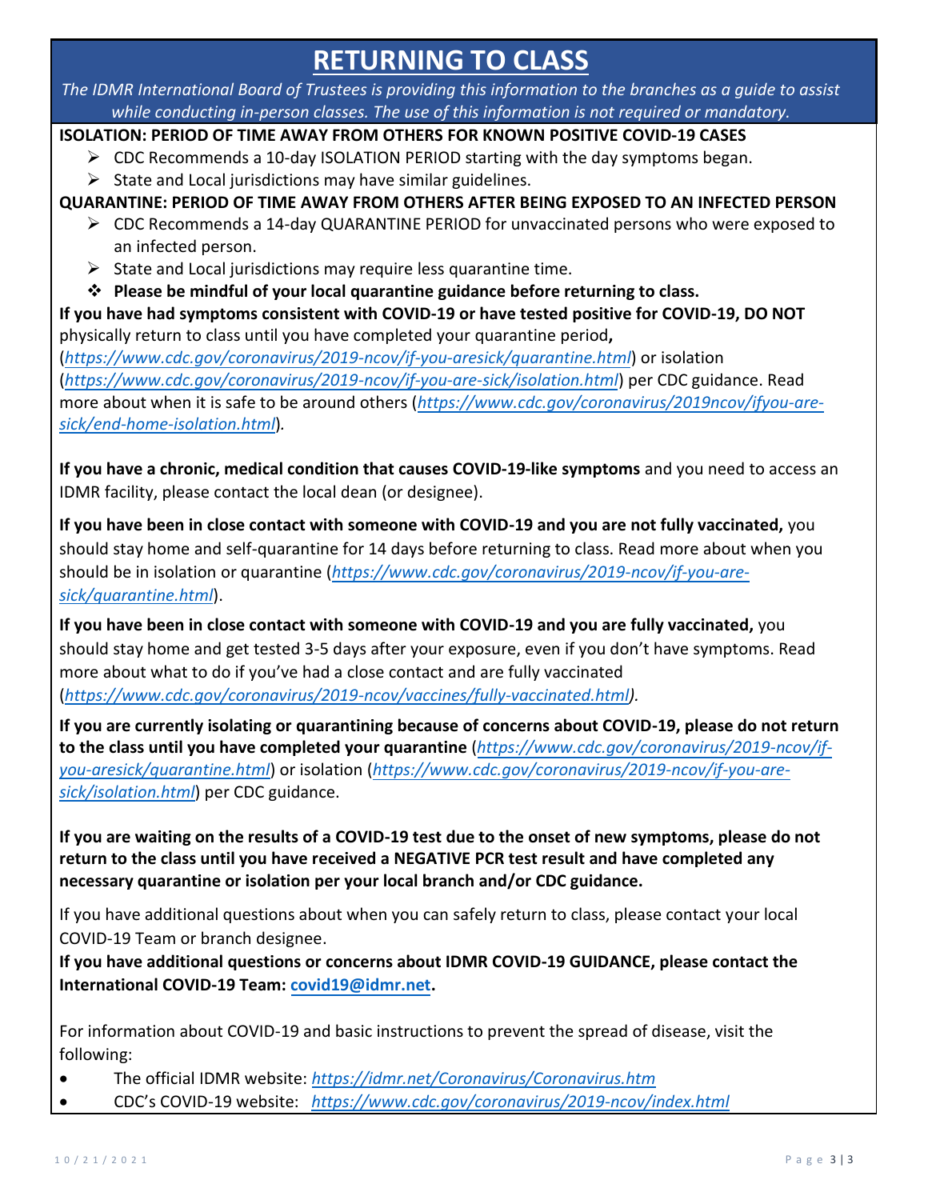# RETURNING TO CLASS

*The IDMR International Board of Trustees is providing this information to the branches as a guide to assist while conducting in-person classes. The use of this information is not required or mandatory.*

**ISOLATION: PERIOD OF TIME AWAY FROM OTHERS FOR KNOWN POSITIVE COVID-19 CASES**

- CDC Recommends a 10-day ISOLATION PERIOD starting with the day symptoms began.
- State and Local jurisdictions may have similar guidelines.

**QUARANTINE: PERIOD OF TIME AWAY FROM OTHERS AFTER BEING EXPOSED TO AN INFECTED PERSON**

- CDC Recommends a 14-day QUARANTINE PERIOD for unvaccinated persons who were exposed to an infected person.
- State and Local jurisdictions may require less quarantine time.
- **Please be mindful of your local quarantine guidance before returning to class.**

**If you have had symptoms consistent with COVID-19 or have tested positive for COVID-19, DO NOT** physically return to class until you have completed your quarantine period**,** (*https://www.cdc.gov/coronavirus/2019-ncov/if-you-aresick/quarantine.html*) or isolation (*https://www.cdc.gov/coronavirus/2019-ncov/if-you-are-sick/isolation.html*) per CDC guidance. Read more about when it is safe to be around others (*https://www.cdc.gov/coronavirus/2019ncov/ifyou-are-sick/end-home-isolation.html*).

**If you have a chronic, medical condition that causes COVID-19-like symptoms** and you need to access an IDMR facility, please contact the local dean (or designee).

**If you have been in close contact with someone with COVID-19 and you are not fully vaccinated,** you should stay home and self-quarantine for 14 days before returning to class. Read more about when you should be in isolation or quarantine (*https://www.cdc.gov/coronavirus/2019-ncov/if-you-are-sick/quarantine.html*).

**If you have been in close contact with someone with COVID-19 and you are fully vaccinated,** you should stay home and get tested 3-5 days after your exposure, even if you don't have symptoms. Read more about what to do if you've had a close contact and are fully vaccinated (*https://www.cdc.gov/coronavirus/2019-ncov/vaccines/fully-vaccinated.html).*

**If you are currently isolating or quarantining because of concerns about COVID-19, please do not return to the class until you have completed your quarantine** (*https://www.cdc.gov/coronavirus/2019-ncov/if-you-aresick/quarantine.html*) or isolation (*https://www.cdc.gov/coronavirus/2019-ncov/if-you-are-sick/isolation.html*) per CDC guidance.

**If you are waiting on the results of a COVID-19 test due to the onset of new symptoms, please do not return to the class until you have received a NEGATIVE PCR test result and have completed any necessary quarantine or isolation per your local branch and/or CDC guidance.**

If you have additional questions about when you can safely return to class, please contact your local COVID-19 Team or branch designee.

**If you have additional questions or concerns about IDMR COVID-19 GUIDANCE, please contact the International COVID-19 Team: covid19@idmr.net.**

For information about COVID-19 and basic instructions to prevent the spread of disease, visit the following:

- The official IDMR website: *https://idmr.net/Coronavirus/Coronavirus.htm*
- CDC's COVID-19 website: *https://www.cdc.gov/coronavirus/2019-ncov/index.html*